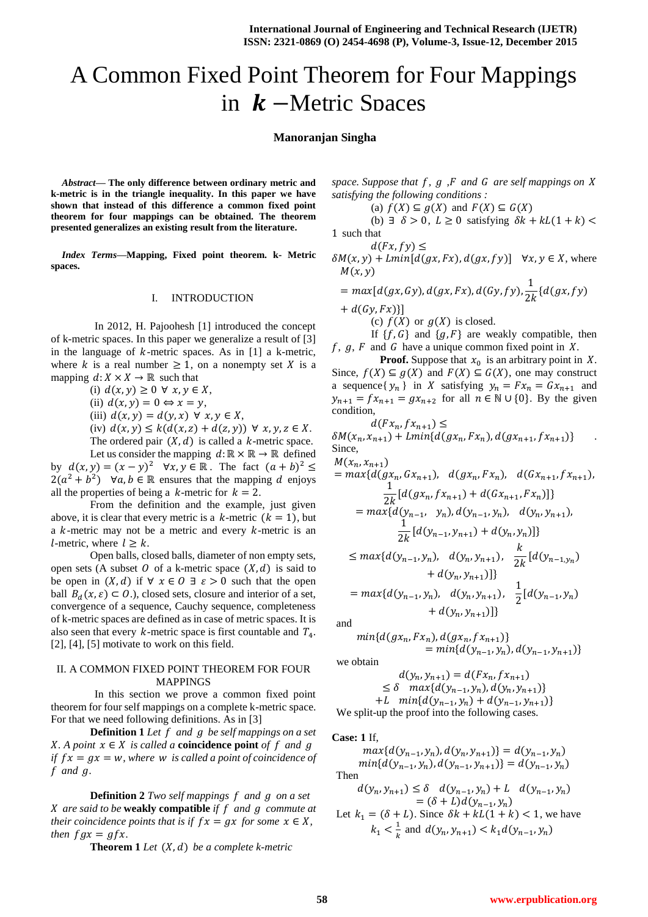# A Common Fixed Point Theorem for Four Mappings in $k$ −Metric Spaces

**Manoranjan Singha**

***Abstract*— The only difference between ordinary metric and k-metric is in the triangle inequality. In this paper we have shown that instead of this difference a common fixed point theorem for four mappings can be obtained. The theorem presented generalizes an existing result from the literature.**

***Index Terms*—Mapping, Fixed point theorem. k- Metric spaces.**

## I. INTRODUCTION

In 2012, H. Pajoohesh [1] introduced the concept of k-metric spaces. In this paper we generalize a result of [3] in the language of $k$-metric spaces. As in [1] a k-metric, where $k$ is a real number $\geq 1$, on a nonempty set $X$ is a mapping $d: X \times X \to \mathbb{R}$ such that

(i) $d(x,y) \geq 0 \ \forall \ x,y \in X$,

(ii) $d(x,y) = 0 \Leftrightarrow x = y$,

(iii) $d(x,y) = d(y,x) \ \forall \ x,y \in X$,

(iv) $d(x,y) \leq k(d(x,z) + d(z,y)) \ \forall \ x,y,z \in X$.

The ordered pair $(X,d)$ is called a $k$-metric space.

Let us consider the mapping $d: \mathbb{R} \times \mathbb{R} \to \mathbb{R}$ defined by $d(x,y) = (x-y)^2 \quad \forall x,y \in \mathbb{R}$. The fact $(a+b)^2 \leq 2(a^2+b^2) \quad \forall a,b \in \mathbb{R}$ ensures that the mapping $d$ enjoys all the properties of being a $k$-metric for $k = 2$.

From the definition and the example, just given above, it is clear that every metric is a $k$-metric ($k = 1$), but a $k$-metric may not be a metric and every $k$-metric is an $l$-metric, where $l \geq k$.

Open balls, closed balls, diameter of non empty sets, open sets (A subset $O$ of a k-metric space $(X,d)$ is said to be open in $(X,d)$ if $\forall \ x \in O \ \exists \ \varepsilon > 0$ such that the open ball $B_d(x,\varepsilon) \subset O$.), closed sets, closure and interior of a set, convergence of a sequence, Cauchy sequence, completeness of k-metric spaces are defined as in case of metric spaces. It is also seen that every $k$-metric space is first countable and $T_4$. [2], [4], [5] motivate to work on this field.

## II. A COMMON FIXED POINT THEOREM FOR FOUR MAPPINGS

In this section we prove a common fixed point theorem for four self mappings on a complete k-metric space. For that we need following definitions. As in [3]

**Definition 1** *Let $f$ and $g$ be self mappings on a set $X$. A point $x \in X$ is called a* **coincidence point** *of $f$ and $g$ if $fx = gx = w$, where $w$ is called a point of coincidence of $f$ and $g$.*

**Definition 2** *Two self mappings $f$ and $g$ on a set $X$ are said to be* **weakly compatible** *if $f$ and $g$ commute at their coincidence points that is if $fx = gx$ for some $x \in X$, then $fgx = gfx$.*

**Theorem 1** *Let $(X,d)$ be a complete k-metric space. Suppose that $f$, $g$, $F$ and $G$ are self mappings on $X$ satisfying the following conditions :*

(a) $f(X) \subseteq g(X)$ and $F(X) \subseteq G(X)$

(b) $\exists \ \delta > 0, \ L \geq 0$ satisfying $\delta k + kL(1+k) < 1$ such that

$$d(Fx, fy) \leq \delta M(x,y) + L min[d(gx, Fx), d(gx, fy)] \quad \forall x,y \in X, \text{ where}$$

$$M(x,y) = max[d(gx,Gy), d(gx,Fx), d(Gy,fy), \frac{1}{2k}\{d(gx,fy) + d(Gy,Fx)\}]$$

(c) $f(X)$ or $g(X)$ is closed.

If $\{f,G\}$ and $\{g,F\}$ are weakly compatible, then $f$, $g$, $F$ and $G$ have a unique common fixed point in $X$.

**Proof.** Suppose that $x_0$ is an arbitrary point in $X$. Since, $f(X) \subseteq g(X)$ and $F(X) \subseteq G(X)$, one may construct a sequence$\{y_n\}$ in $X$ satisfying $y_n = Fx_n = Gx_{n+1}$ and $y_{n+1} = fx_{n+1} = gx_{n+2}$ for all $n \in \mathbb{N} \cup \{0\}$. By the given condition,

$$d(Fx_n, fx_{n+1}) \leq \delta M(x_n, x_{n+1}) + L min\{d(gx_n, Fx_n), d(gx_{n+1}, fx_{n+1})\}.$$

Since,

$$\begin{aligned}
M(x_n, x_{n+1}) &= max\{d(gx_n, Gx_{n+1}), \ d(gx_n, Fx_n), \ d(Gx_{n+1}, fx_{n+1}), \\
&\quad \frac{1}{2k}[d(gx_n, fx_{n+1}) + d(Gx_{n+1}, Fx_n)]\} \\
&= max\{d(y_{n-1}, \ y_n), d(y_{n-1}, y_n), \ d(y_n, y_{n+1}), \\
&\quad \frac{1}{2k}[d(y_{n-1}, y_{n+1}) + d(y_n, y_n)]\} \\
&\leq max\{d(y_{n-1}, y_n), \ d(y_n, y_{n+1}), \ \frac{k}{2k}[d(y_{n-1}, y_n) + d(y_n, y_{n+1})]\} \\
&= max\{d(y_{n-1}, y_n), \ d(y_n, y_{n+1}), \ \frac{1}{2}[d(y_{n-1}, y_n) + d(y_n, y_{n+1})]\}
\end{aligned}$$

and

$$min\{d(gx_n, Fx_n), d(gx_n, fx_{n+1})\} = min\{d(y_{n-1}, y_n), d(y_{n-1}, y_{n+1})\}$$

we obtain

$$\begin{aligned}
d(y_n, y_{n+1}) &= d(Fx_n, fx_{n+1}) \\
&\leq \delta \quad max\{d(y_{n-1}, y_n), d(y_n, y_{n+1})\} \\
&\quad + L \quad min\{d(y_{n-1}, y_n) + d(y_{n-1}, y_{n+1})\}
\end{aligned}$$

We split-up the proof into the following cases.

**Case: 1** If,

$$max\{d(y_{n-1}, y_n), d(y_n, y_{n+1})\} = d(y_{n-1}, y_n)$$

$$min\{d(y_{n-1}, y_n), d(y_{n-1}, y_{n+1})\} = d(y_{n-1}, y_n)$$

Then

$$d(y_n, y_{n+1}) \leq \delta \quad d(y_{n-1}, y_n) + L \quad d(y_{n-1}, y_n) = (\delta + L) d(y_{n-1}, y_n)$$

Let $k_1 = (\delta + L)$. Since $\delta k + kL(1+k) < 1$, we have $k_1 < \frac{1}{k}$ and $d(y_n, y_{n+1}) < k_1 d(y_{n-1}, y_n)$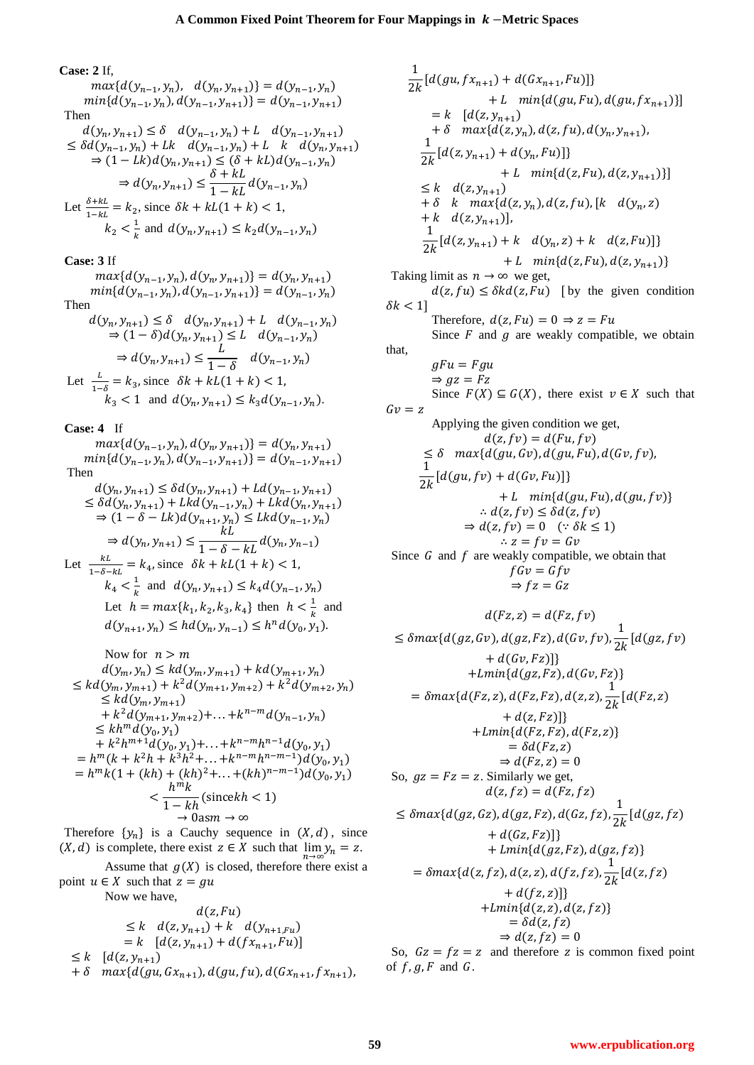**Case: 2** If,

$$max\{d(y_{n-1}, y_n), \quad d(y_n, y_{n+1})\} = d(y_{n-1}, y_n)$$
$$min\{d(y_{n-1}, y_n), d(y_{n-1}, y_{n+1})\} = d(y_{n-1}, y_{n+1})$$

Then

$$d(y_n, y_{n+1}) \leq \delta \quad d(y_{n-1}, y_n) + L \quad d(y_{n-1}, y_{n+1})$$
$$\leq \delta d(y_{n-1}, y_n) + Lk \quad d(y_{n-1}, y_n) + L \quad k \quad d(y_n, y_{n+1})$$
$$\Rightarrow (1 - Lk) d(y_n, y_{n+1}) \leq (\delta + kL) d(y_{n-1}, y_n)$$
$$\Rightarrow d(y_n, y_{n+1}) \leq \frac{\delta + kL}{1 - kL} d(y_{n-1}, y_n)$$

Let $\frac{\delta+kL}{1-kL} = k_2$, since $\delta k + kL(1 + k) < 1$,

$$k_2 < \frac{1}{k} \text{ and } d(y_n, y_{n+1}) \leq k_2 d(y_{n-1}, y_n)$$

**Case: 3** If

$$max\{d(y_{n-1}, y_n), d(y_n, y_{n+1})\} = d(y_n, y_{n+1})$$
$$min\{d(y_{n-1}, y_n), d(y_{n-1}, y_{n+1})\} = d(y_{n-1}, y_n)$$

Then

$$d(y_n, y_{n+1}) \leq \delta \quad d(y_n, y_{n+1}) + L \quad d(y_{n-1}, y_n)$$
$$\Rightarrow (1 - \delta) d(y_n, y_{n+1}) \leq L \quad d(y_{n-1}, y_n)$$
$$\Rightarrow d(y_n, y_{n+1}) \leq \frac{L}{1 - \delta} \quad d(y_{n-1}, y_n)$$

Let $\frac{L}{1-\delta} = k_3$, since $\delta k + kL(1 + k) < 1$,

$$k_3 < 1 \text{ and } d(y_n, y_{n+1}) \leq k_3 d(y_{n-1}, y_n).$$

**Case: 4** If

$$max\{d(y_{n-1}, y_n), d(y_n, y_{n+1})\} = d(y_n, y_{n+1})$$
$$min\{d(y_{n-1}, y_n), d(y_{n-1}, y_{n+1})\} = d(y_{n-1}, y_{n+1})$$

Then

$$d(y_n, y_{n+1}) \leq \delta d(y_n, y_{n+1}) + L d(y_{n-1}, y_{n+1})$$
$$\leq \delta d(y_n, y_{n+1}) + Lkd(y_{n-1}, y_n) + Lkd(y_n, y_{n+1})$$
$$\Rightarrow (1 - \delta - Lk) d(y_{n+1}, y_n) \leq Lkd(y_{n-1}, y_n)$$
$$\Rightarrow d(y_n, y_{n+1}) \leq \frac{kL}{1 - \delta - kL} d(y_n, y_{n-1})$$

Let $\frac{kL}{1-\delta-kL} = k_4$, since $\delta k + kL(1 + k) < 1$,

$$k_4 < \frac{1}{k} \text{ and } d(y_n, y_{n+1}) \leq k_4 d(y_{n-1}, y_n)$$

Let $h = max\{k_1, k_2, k_3, k_4\}$ then $h < \frac{1}{k}$ and

$$d(y_{n+1}, y_n) \leq hd(y_n, y_{n-1}) \leq h^n d(y_0, y_1).$$

Now for $n > m$

$$d(y_m, y_n) \leq kd(y_m, y_{m+1}) + kd(y_{m+1}, y_n)$$
$$\leq kd(y_m, y_{m+1}) + k^2 d(y_{m+1}, y_{m+2}) + k^2 d(y_{m+2}, y_n)$$
$$\leq kd(y_m, y_{m+1}) + k^2 d(y_{m+1}, y_{m+2}) + \ldots + k^{n-m} d(y_{n-1}, y_n)$$
$$\leq kh^m d(y_0, y_1) + k^2 h^{m+1} d(y_0, y_1) + \ldots + k^{n-m} h^{n-1} d(y_0, y_1)$$
$$= h^m (k + k^2 h + k^3 h^2 + \ldots + k^{n-m} h^{n-m-1}) d(y_0, y_1)$$
$$= h^m k (1 + (kh) + (kh)^2 + \ldots + (kh)^{n-m-1}) d(y_0, y_1)$$
$$< \frac{h^m k}{1 - kh} (\text{since } kh < 1)$$
$$\to 0 \text{ as } m \to \infty$$

Therefore $\{y_n\}$ is a Cauchy sequence in $(X, d)$, since $(X, d)$ is complete, there exist $z \in X$ such that $\lim_{n\to\infty} y_n = z$.

Assume that $g(X)$ is closed, therefore there exist a point $u \in X$ such that $z = gu$

Now we have,

$$d(z, Fu)$$
$$\leq k \quad d(z, y_{n+1}) + k \quad d(y_{n+1}, Fu)$$
$$= k \quad [d(z, y_{n+1}) + d(fx_{n+1}, Fu)]$$
$$\leq k \quad [d(z, y_{n+1}) + \delta \quad max\{d(gu, Gx_{n+1}), d(gu, fu), d(Gx_{n+1}, fx_{n+1}),$$
$$\frac{1}{2k}[d(gu, fx_{n+1}) + d(Gx_{n+1}, Fu)]\} + L \quad min\{d(gu, Fu), d(gu, fx_{n+1})\}]$$
$$= k \quad [d(z, y_{n+1}) + \delta \quad max\{d(z, y_n), d(z, fu), d(y_n, y_{n+1}),$$
$$\frac{1}{2k}[d(z, y_{n+1}) + d(y_n, Fu)]\} + L \quad min\{d(z, Fu), d(z, y_{n+1})\}]$$
$$\leq k \quad d(z, y_{n+1}) + \delta \quad k \quad max\{d(z, y_n), d(z, fu), [k \quad d(y_n, z) + k \quad d(z, y_{n+1})],$$
$$\frac{1}{2k}[d(z, y_{n+1}) + k \quad d(y_n, z) + k \quad d(z, Fu)]\} + L \quad min\{d(z, Fu), d(z, y_{n+1})\}$$

Taking limit as $n \to \infty$ we get,

$$d(z, fu) \leq \delta kd(z, Fu) \quad [\text{by the given condition } \delta k < 1]$$

Therefore, $d(z, Fu) = 0 \Rightarrow z = Fu$

Since $F$ and $g$ are weakly compatible, we obtain that,

$$gFu = Fgu$$
$$\Rightarrow gz = Fz$$

Since $F(X) \subseteq G(X)$, there exist $v \in X$ such that $Gv = z$

Applying the given condition we get,

$$d(z, fv) = d(Fu, fv)$$
$$\leq \delta \quad max\{d(gu, Gv), d(gu, Fu), d(Gv, fv),$$
$$\frac{1}{2k}[d(gu, fv) + d(Gv, Fu)]\} + L \quad min\{d(gu, Fu), d(gu, fv)\}$$
$$\therefore d(z, fv) \leq \delta d(z, fv)$$
$$\Rightarrow d(z, fv) = 0 \quad (\because \delta k \leq 1)$$
$$\therefore z = fv = Gv$$

Since $G$ and $f$ are weakly compatible, we obtain that

$$fGv = Gfv$$
$$\Rightarrow fz = Gz$$

$$d(Fz, z) = d(Fz, fv)$$
$$\leq \delta max\{d(gz, Gv), d(gz, Fz), d(Gv, fv), \frac{1}{2k}[d(gz, fv) + d(Gv, Fz)]\} + Lmin\{d(gz, Fz), d(Gv, Fz)\}$$
$$= \delta max\{d(Fz, z), d(Fz, Fz), d(z, z), \frac{1}{2k}[d(Fz, z) + d(z, Fz)]\} + Lmin\{d(Fz, Fz), d(Fz, z)\}$$
$$= \delta d(Fz, z)$$
$$\Rightarrow d(Fz, z) = 0$$

So, $gz = Fz = z$. Similarly we get,

$$d(z, fz) = d(Fz, fz)$$
$$\leq \delta max\{d(gz, Gz), d(gz, Fz), d(Gz, fz), \frac{1}{2k}[d(gz, fz) + d(Gz, Fz)]\} + Lmin\{d(gz, Fz), d(gz, fz)\}$$
$$= \delta max\{d(z, fz), d(z, z), d(fz, fz), \frac{1}{2k}[d(z, fz) + d(fz, z)]\} + Lmin\{d(z, z), d(z, fz)\}$$
$$= \delta d(z, fz)$$
$$\Rightarrow d(z, fz) = 0$$

So, $Gz = fz = z$ and therefore $z$ is common fixed point of $f, g, F$ and $G$.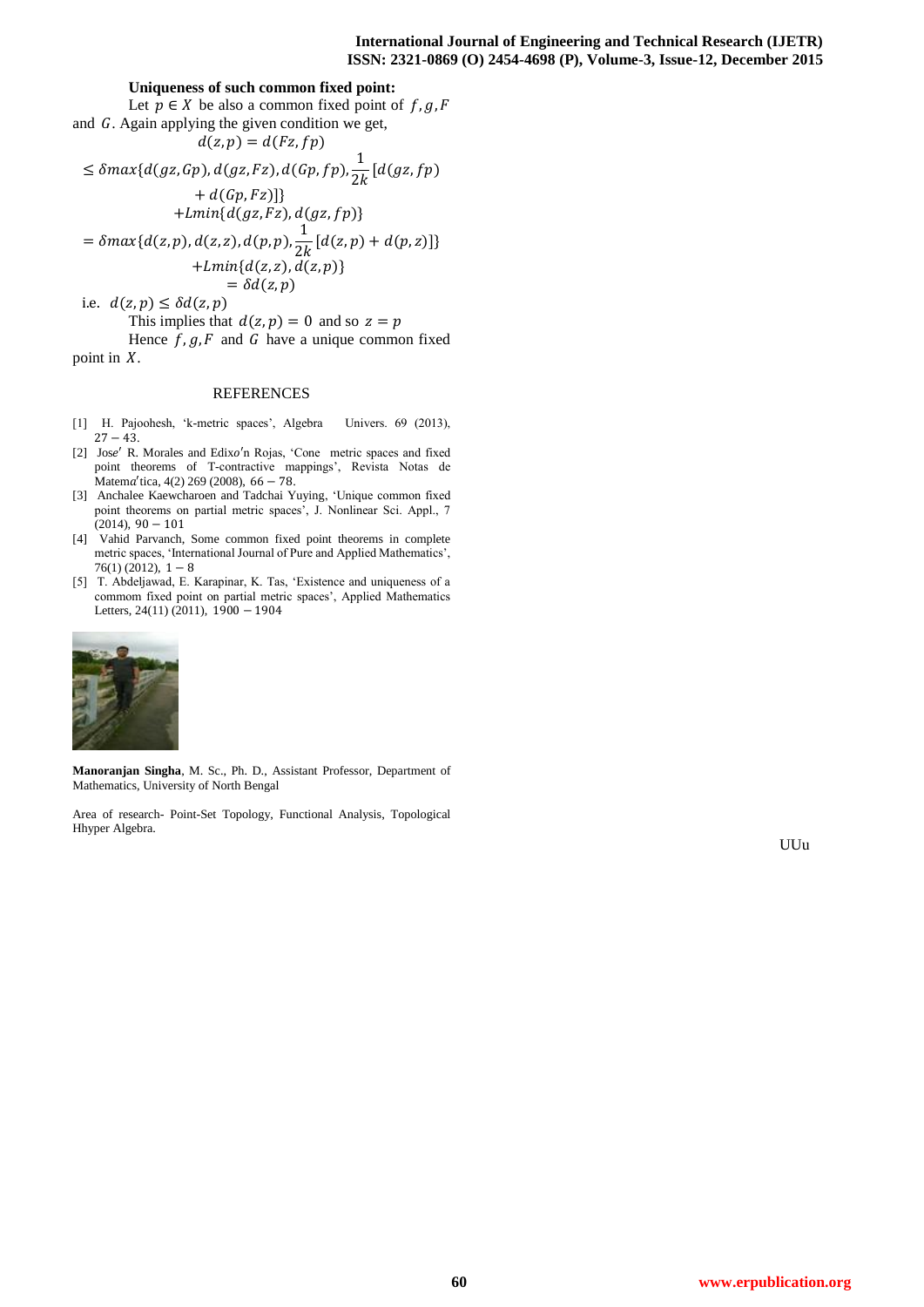**Uniqueness of such common fixed point:**

Let $p \in X$ be also a common fixed point of $f, g, F$ and $G$. Again applying the given condition we get,

$$d(z,p) = d(Fz, fp)$$

$$\leq \delta max\{d(gz, Gp), d(gz, Fz), d(Gp, fp), \frac{1}{2k}[d(gz, fp) + d(Gp, Fz)]\}$$
$$+Lmin\{d(gz, Fz), d(gz, fp)\}$$

$$= \delta max\{d(z,p), d(z,z), d(p,p), \frac{1}{2k}[d(z,p) + d(p,z)]\}$$
$$+Lmin\{d(z,z), d(z,p)\}$$
$$= \delta d(z,p)$$

i.e. $d(z,p) \leq \delta d(z,p)$

This implies that $d(z,p) = 0$ and so $z = p$

Hence $f, g, F$ and $G$ have a unique common fixed point in $X$.

## REFERENCES

[1] H. Pajoohesh, 'k-metric spaces', Algebra Univers. 69 (2013), $27-43$.

[2] Jose′ R. Morales and Edixo′n Rojas, 'Cone metric spaces and fixed point theorems of T-contractive mappings', Revista Notas de Matema′tica, 4(2) 269 (2008), $66-78$.

[3] Anchalee Kaewcharoen and Tadchai Yuying, 'Unique common fixed point theorems on partial metric spaces', J. Nonlinear Sci. Appl., 7 (2014), $90-101$

[4] Vahid Parvanch, Some common fixed point theorems in complete metric spaces, 'International Journal of Pure and Applied Mathematics', 76(1) (2012), $1-8$

[5] T. Abdeljawad, E. Karapinar, K. Tas, 'Existence and uniqueness of a commom fixed point on partial metric spaces', Applied Mathematics Letters, 24(11) (2011), $1900-1904$

**Manoranjan Singha**, M. Sc., Ph. D., Assistant Professor, Department of Mathematics, University of North Bengal

Area of research- Point-Set Topology, Functional Analysis, Topological Hhyper Algebra.

UUu